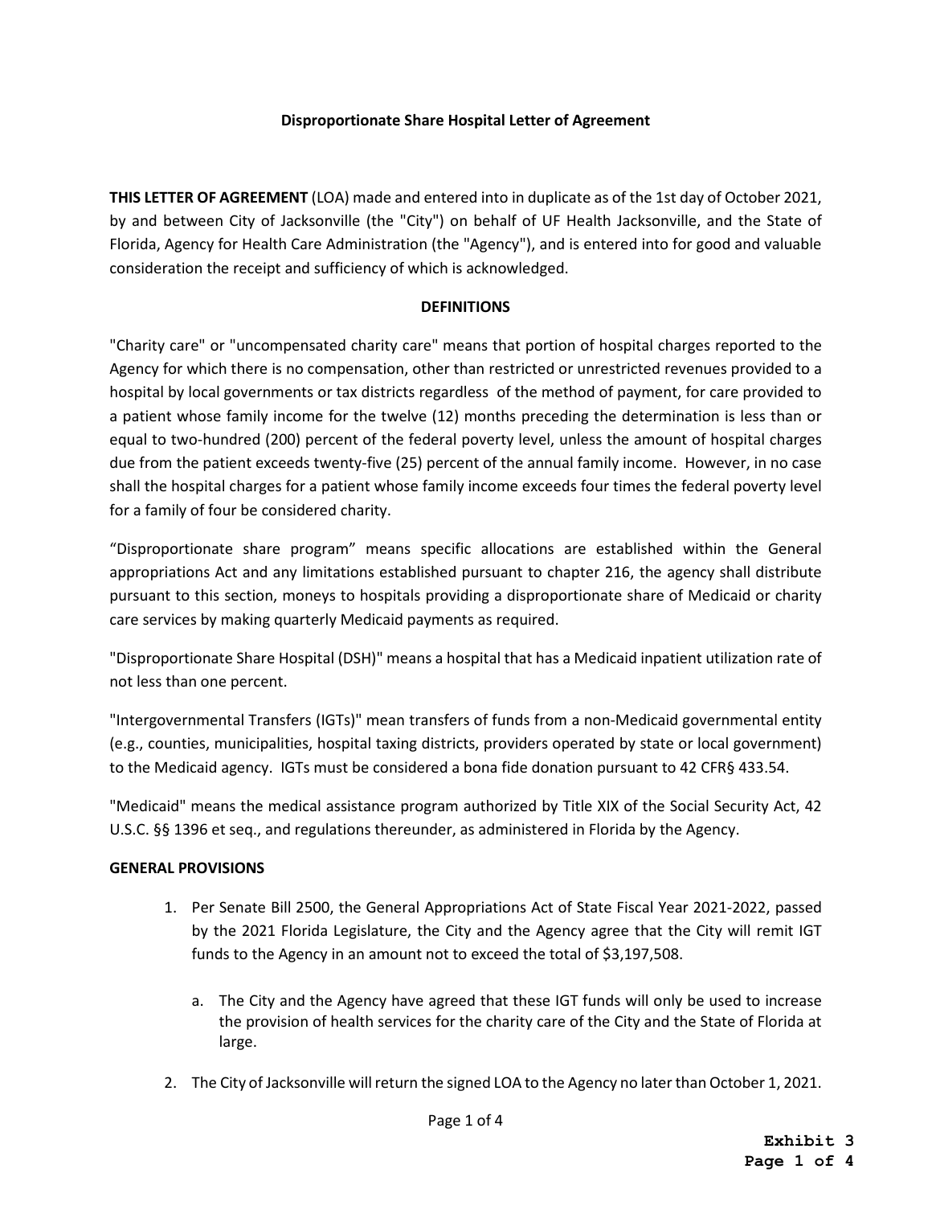**Disproportionate Share Hospital Letter of Agreement**

**THIS LETTER OF AGREEMENT** (LOA) made and entered into in duplicate as of the 1st day of October 2021, by and between City of Jacksonville (the "City") on behalf of UF Health Jacksonville, and the State of Florida, Agency for Health Care Administration (the "Agency"), and is entered into for good and valuable consideration the receipt and sufficiency of which is acknowledged.

**DEFINITIONS**

"Charity care" or "uncompensated charity care" means that portion of hospital charges reported to the Agency for which there is no compensation, other than restricted or unrestricted revenues provided to a hospital by local governments or tax districts regardless of the method of payment, for care provided to a patient whose family income for the twelve (12) months preceding the determination is less than or equal to two-hundred (200) percent of the federal poverty level, unless the amount of hospital charges due from the patient exceeds twenty-five (25) percent of the annual family income. However, in no case shall the hospital charges for a patient whose family income exceeds four times the federal poverty level for a family of four be considered charity.

"Disproportionate share program" means specific allocations are established within the General appropriations Act and any limitations established pursuant to chapter 216, the agency shall distribute pursuant to this section, moneys to hospitals providing a disproportionate share of Medicaid or charity care services by making quarterly Medicaid payments as required.

"Disproportionate Share Hospital (DSH)" means a hospital that has a Medicaid inpatient utilization rate of not less than one percent.

"Intergovernmental Transfers (IGTs)" mean transfers of funds from a non-Medicaid governmental entity (e.g., counties, municipalities, hospital taxing districts, providers operated by state or local government) to the Medicaid agency. IGTs must be considered a bona fide donation pursuant to 42 CFR§ 433.54.

"Medicaid" means the medical assistance program authorized by Title XIX of the Social Security Act, 42 U.S.C. §§ 1396 et seq., and regulations thereunder, as administered in Florida by the Agency.

**GENERAL PROVISIONS**

1. Per Senate Bill 2500, the General Appropriations Act of State Fiscal Year 2021-2022, passed by the 2021 Florida Legislature, the City and the Agency agree that the City will remit IGT funds to the Agency in an amount not to exceed the total of $3,197,508.

   a. The City and the Agency have agreed that these IGT funds will only be used to increase the provision of health services for the charity care of the City and the State of Florida at large.

2. The City of Jacksonville will return the signed LOA to the Agency no later than October 1, 2021.

**Exhibit 3**
**Page 1 of 4**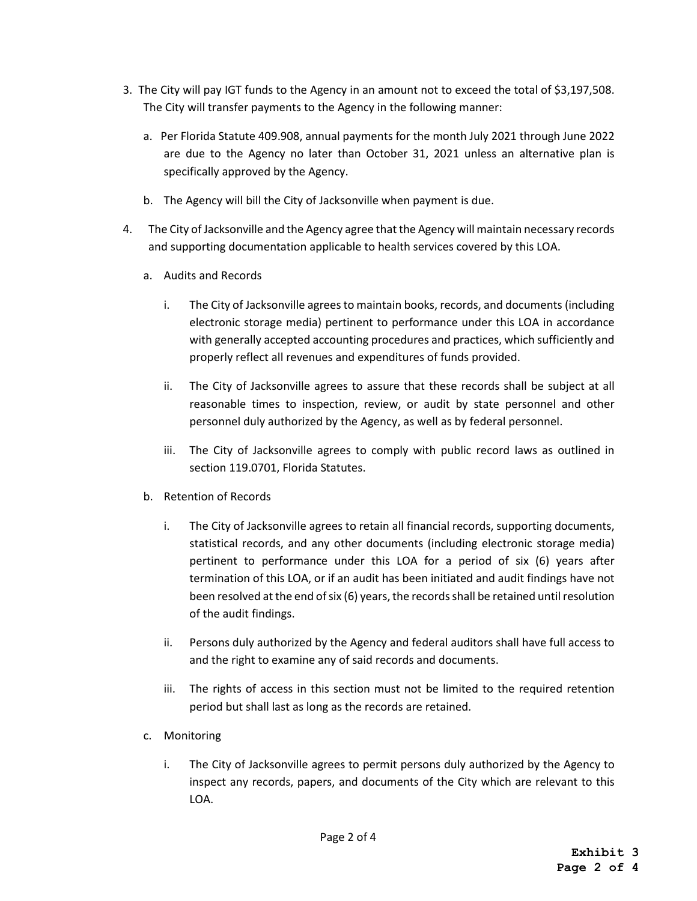3. The City will pay IGT funds to the Agency in an amount not to exceed the total of $3,197,508. The City will transfer payments to the Agency in the following manner:

   a. Per Florida Statute 409.908, annual payments for the month July 2021 through June 2022 are due to the Agency no later than October 31, 2021 unless an alternative plan is specifically approved by the Agency.

   b. The Agency will bill the City of Jacksonville when payment is due.

4. The City of Jacksonville and the Agency agree that the Agency will maintain necessary records and supporting documentation applicable to health services covered by this LOA.

   a. Audits and Records

      i. The City of Jacksonville agrees to maintain books, records, and documents (including electronic storage media) pertinent to performance under this LOA in accordance with generally accepted accounting procedures and practices, which sufficiently and properly reflect all revenues and expenditures of funds provided.

      ii. The City of Jacksonville agrees to assure that these records shall be subject at all reasonable times to inspection, review, or audit by state personnel and other personnel duly authorized by the Agency, as well as by federal personnel.

      iii. The City of Jacksonville agrees to comply with public record laws as outlined in section 119.0701, Florida Statutes.

   b. Retention of Records

      i. The City of Jacksonville agrees to retain all financial records, supporting documents, statistical records, and any other documents (including electronic storage media) pertinent to performance under this LOA for a period of six (6) years after termination of this LOA, or if an audit has been initiated and audit findings have not been resolved at the end of six (6) years, the records shall be retained until resolution of the audit findings.

      ii. Persons duly authorized by the Agency and federal auditors shall have full access to and the right to examine any of said records and documents.

      iii. The rights of access in this section must not be limited to the required retention period but shall last as long as the records are retained.

   c. Monitoring

      i. The City of Jacksonville agrees to permit persons duly authorized by the Agency to inspect any records, papers, and documents of the City which are relevant to this LOA.

**Exhibit 3**
**Page 2 of 4**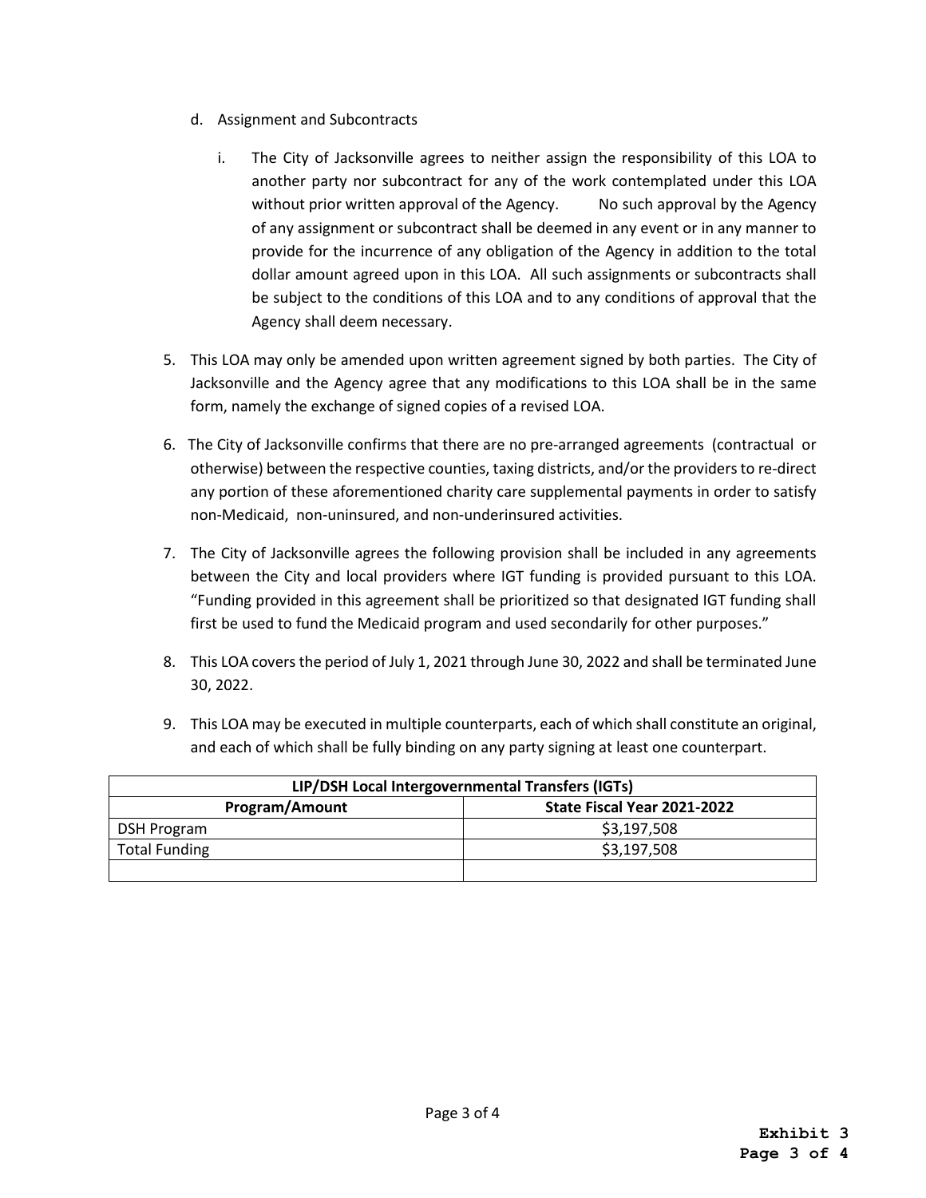d. Assignment and Subcontracts

   i. The City of Jacksonville agrees to neither assign the responsibility of this LOA to another party nor subcontract for any of the work contemplated under this LOA without prior written approval of the Agency. No such approval by the Agency of any assignment or subcontract shall be deemed in any event or in any manner to provide for the incurrence of any obligation of the Agency in addition to the total dollar amount agreed upon in this LOA. All such assignments or subcontracts shall be subject to the conditions of this LOA and to any conditions of approval that the Agency shall deem necessary.

5. This LOA may only be amended upon written agreement signed by both parties. The City of Jacksonville and the Agency agree that any modifications to this LOA shall be in the same form, namely the exchange of signed copies of a revised LOA.

6. The City of Jacksonville confirms that there are no pre-arranged agreements (contractual or otherwise) between the respective counties, taxing districts, and/or the providers to re-direct any portion of these aforementioned charity care supplemental payments in order to satisfy non-Medicaid, non-uninsured, and non-underinsured activities.

7. The City of Jacksonville agrees the following provision shall be included in any agreements between the City and local providers where IGT funding is provided pursuant to this LOA. "Funding provided in this agreement shall be prioritized so that designated IGT funding shall first be used to fund the Medicaid program and used secondarily for other purposes."

8. This LOA covers the period of July 1, 2021 through June 30, 2022 and shall be terminated June 30, 2022.

9. This LOA may be executed in multiple counterparts, each of which shall constitute an original, and each of which shall be fully binding on any party signing at least one counterpart.

| **LIP/DSH Local Intergovernmental Transfers (IGTs)** | |
|---|---|
| **Program/Amount** | **State Fiscal Year 2021-2022** |
| DSH Program | $3,197,508 |
| Total Funding | $3,197,508 |
| | |

**Exhibit 3**
**Page 3 of 4**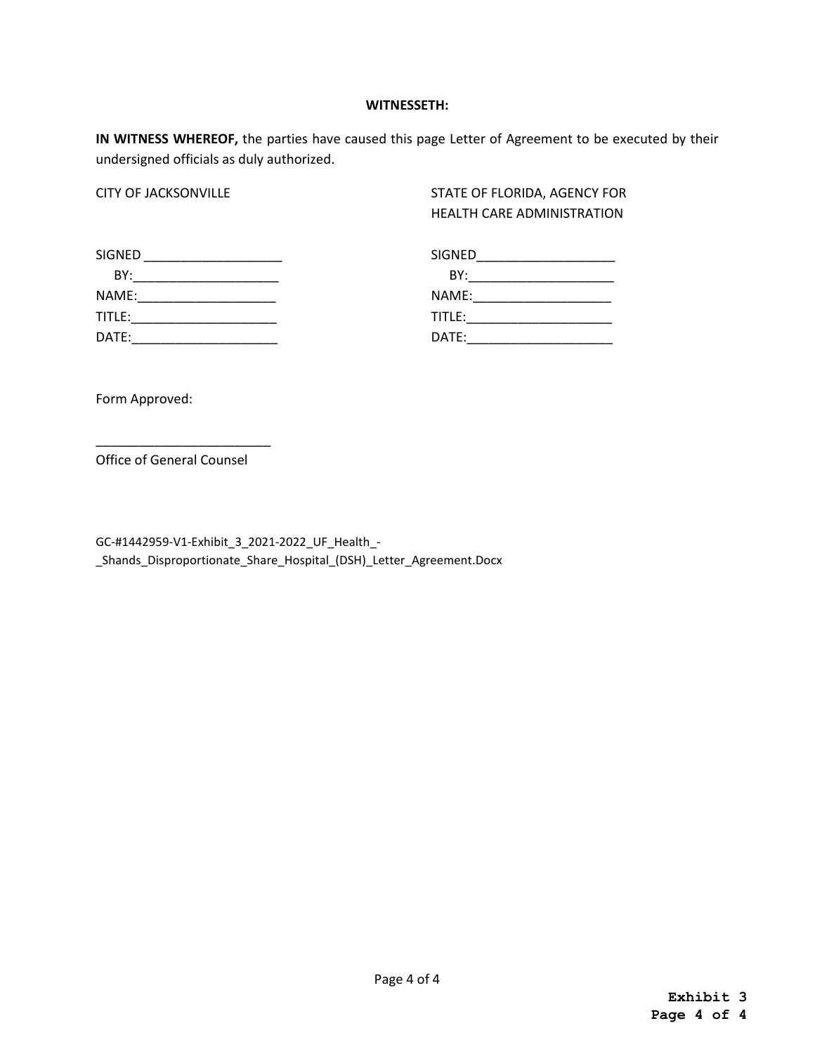**WITNESSETH:**

**IN WITNESS WHEREOF,** the parties have caused this page Letter of Agreement to be executed by their undersigned officials as duly authorized.

| CITY OF JACKSONVILLE | STATE OF FLORIDA, AGENCY FOR HEALTH CARE ADMINISTRATION |
| --- | --- |
| SIGNED ___________________ | SIGNED___________________ |
| BY:____________________ | BY:____________________ |
| NAME:___________________ | NAME:___________________ |
| TITLE:____________________ | TITLE:____________________ |
| DATE:____________________ | DATE:____________________ |

Form Approved:

________________________

Office of General Counsel

GC-#1442959-V1-Exhibit_3_2021-2022_UF_Health_-_Shands_Disproportionate_Share_Hospital_(DSH)_Letter_Agreement.Docx

**Exhibit 3**
**Page 4 of 4**